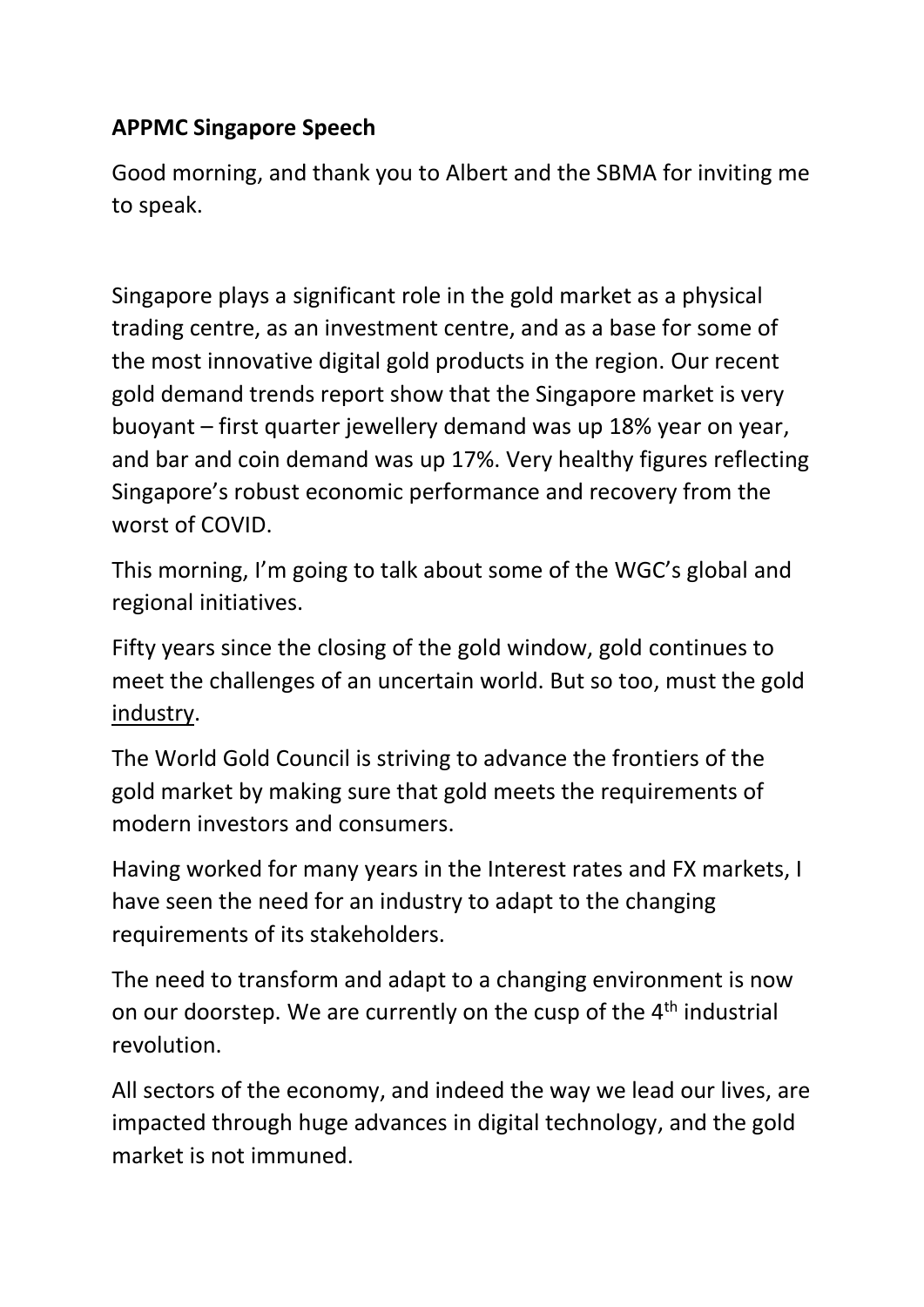**APPMC Singapore Speech**

Good morning, and thank you to Albert and the SBMA for inviting me to speak.

Singapore plays a significant role in the gold market as a physical trading centre, as an investment centre, and as a base for some of the most innovative digital gold products in the region. Our recent gold demand trends report show that the Singapore market is very buoyant – first quarter jewellery demand was up 18% year on year, and bar and coin demand was up 17%. Very healthy figures reflecting Singapore's robust economic performance and recovery from the worst of COVID.

This morning, I'm going to talk about some of the WGC's global and regional initiatives.

Fifty years since the closing of the gold window, gold continues to meet the challenges of an uncertain world. But so too, must the gold <u>industry</u>.

The World Gold Council is striving to advance the frontiers of the gold market by making sure that gold meets the requirements of modern investors and consumers.

Having worked for many years in the Interest rates and FX markets, I have seen the need for an industry to adapt to the changing requirements of its stakeholders.

The need to transform and adapt to a changing environment is now on our doorstep. We are currently on the cusp of the 4th industrial revolution.

All sectors of the economy, and indeed the way we lead our lives, are impacted through huge advances in digital technology, and the gold market is not immuned.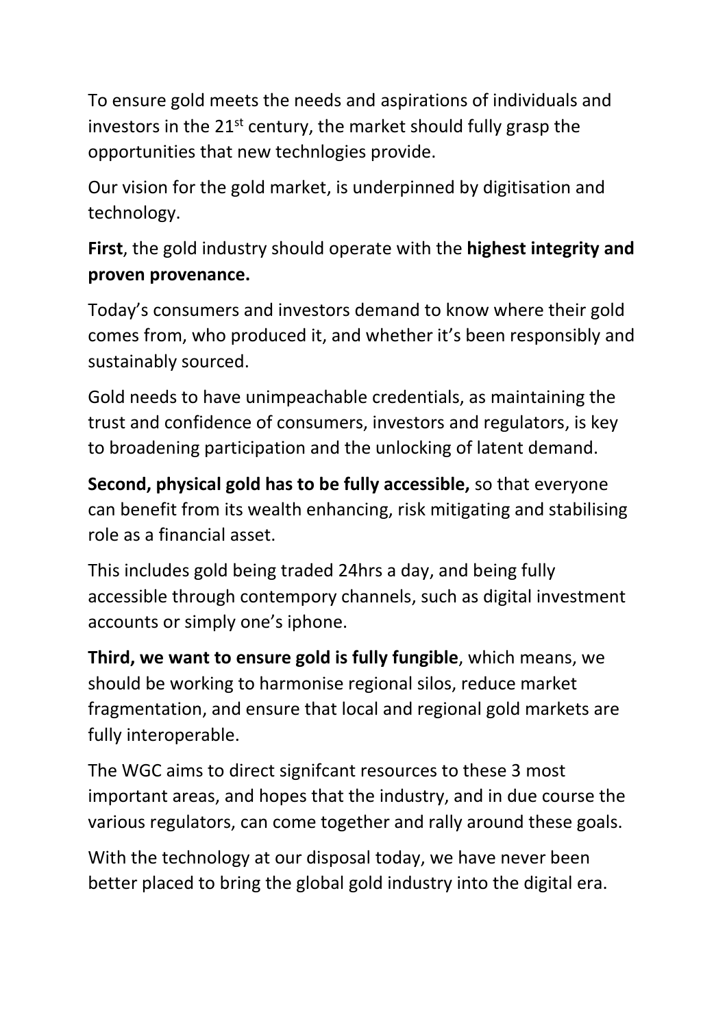To ensure gold meets the needs and aspirations of individuals and investors in the 21st century, the market should fully grasp the opportunities that new technlogies provide.

Our vision for the gold market, is underpinned by digitisation and technology.

**First**, the gold industry should operate with the **highest integrity and proven provenance.**

Today's consumers and investors demand to know where their gold comes from, who produced it, and whether it's been responsibly and sustainably sourced.

Gold needs to have unimpeachable credentials, as maintaining the trust and confidence of consumers, investors and regulators, is key to broadening participation and the unlocking of latent demand.

**Second, physical gold has to be fully accessible,** so that everyone can benefit from its wealth enhancing, risk mitigating and stabilising role as a financial asset.

This includes gold being traded 24hrs a day, and being fully accessible through contempory channels, such as digital investment accounts or simply one's iphone.

**Third, we want to ensure gold is fully fungible**, which means, we should be working to harmonise regional silos, reduce market fragmentation, and ensure that local and regional gold markets are fully interoperable.

The WGC aims to direct signifcant resources to these 3 most important areas, and hopes that the industry, and in due course the various regulators, can come together and rally around these goals.

With the technology at our disposal today, we have never been better placed to bring the global gold industry into the digital era.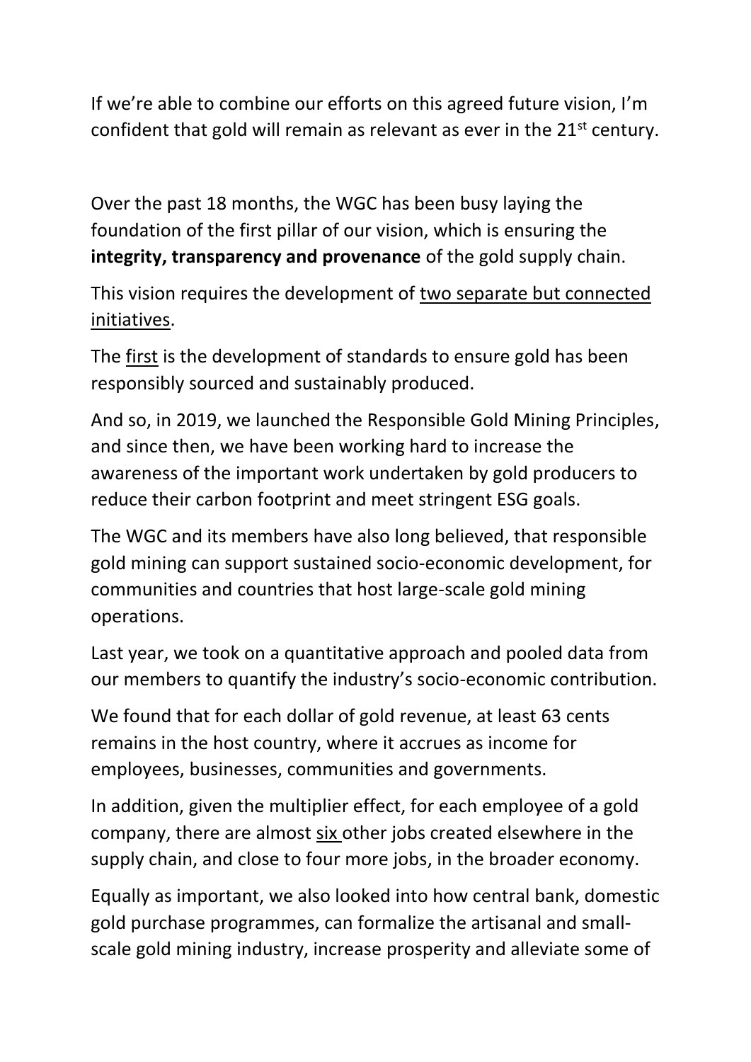If we're able to combine our efforts on this agreed future vision, I'm confident that gold will remain as relevant as ever in the 21st century.

Over the past 18 months, the WGC has been busy laying the foundation of the first pillar of our vision, which is ensuring the **integrity, transparency and provenance** of the gold supply chain.

This vision requires the development of <u>two separate but connected initiatives</u>.

The <u>first</u> is the development of standards to ensure gold has been responsibly sourced and sustainably produced.

And so, in 2019, we launched the Responsible Gold Mining Principles, and since then, we have been working hard to increase the awareness of the important work undertaken by gold producers to reduce their carbon footprint and meet stringent ESG goals.

The WGC and its members have also long believed, that responsible gold mining can support sustained socio-economic development, for communities and countries that host large-scale gold mining operations.

Last year, we took on a quantitative approach and pooled data from our members to quantify the industry's socio-economic contribution.

We found that for each dollar of gold revenue, at least 63 cents remains in the host country, where it accrues as income for employees, businesses, communities and governments.

In addition, given the multiplier effect, for each employee of a gold company, there are almost <u>six</u> other jobs created elsewhere in the supply chain, and close to four more jobs, in the broader economy.

Equally as important, we also looked into how central bank, domestic gold purchase programmes, can formalize the artisanal and small-scale gold mining industry, increase prosperity and alleviate some of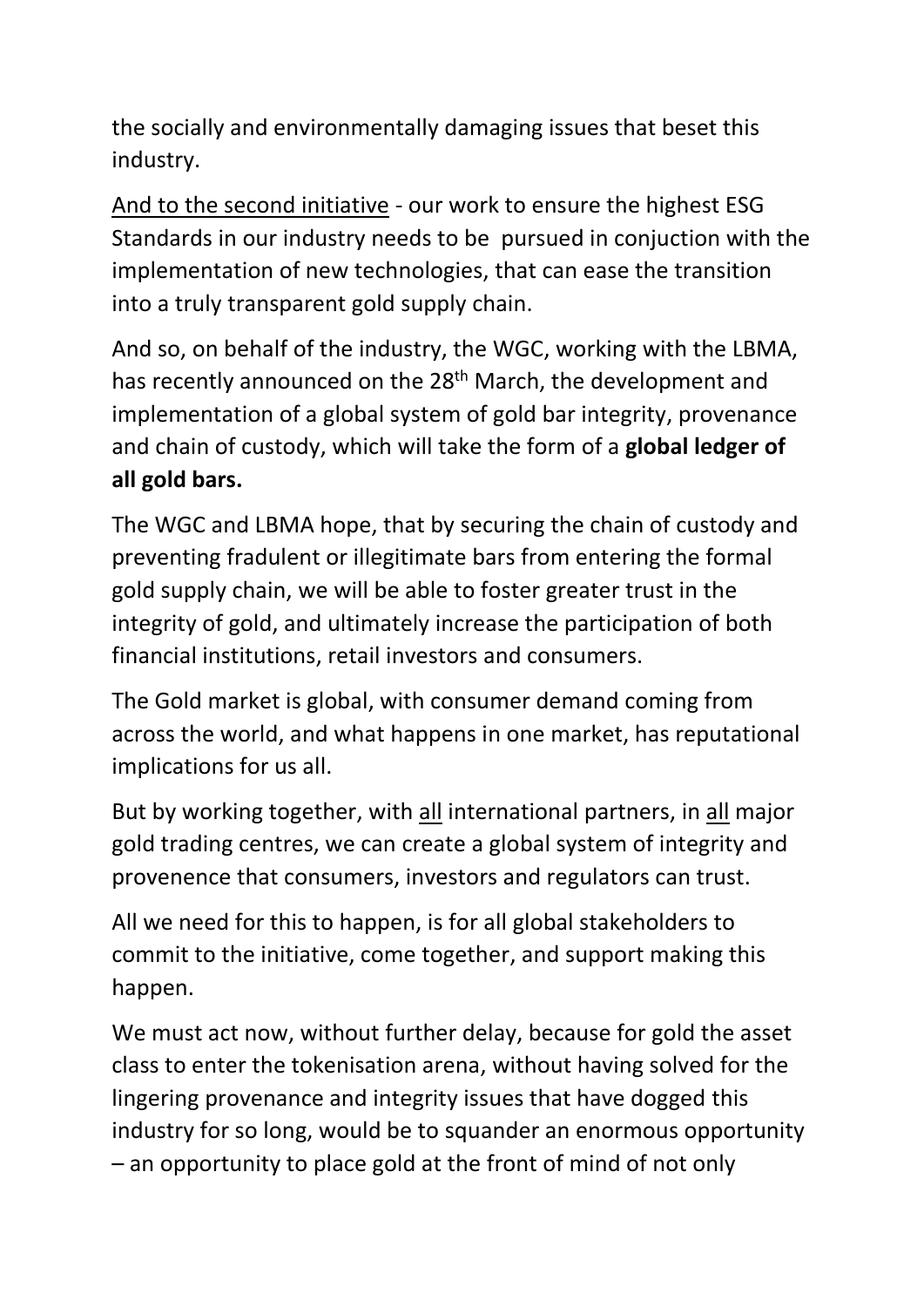the socially and environmentally damaging issues that beset this industry.

<u>And to the second initiative</u> - our work to ensure the highest ESG Standards in our industry needs to be pursued in conjuction with the implementation of new technologies, that can ease the transition into a truly transparent gold supply chain.

And so, on behalf of the industry, the WGC, working with the LBMA, has recently announced on the 28th March, the development and implementation of a global system of gold bar integrity, provenance and chain of custody, which will take the form of a **global ledger of all gold bars.**

The WGC and LBMA hope, that by securing the chain of custody and preventing fradulent or illegitimate bars from entering the formal gold supply chain, we will be able to foster greater trust in the integrity of gold, and ultimately increase the participation of both financial institutions, retail investors and consumers.

The Gold market is global, with consumer demand coming from across the world, and what happens in one market, has reputational implications for us all.

But by working together, with <u>all</u> international partners, in <u>all</u> major gold trading centres, we can create a global system of integrity and provenence that consumers, investors and regulators can trust.

All we need for this to happen, is for all global stakeholders to commit to the initiative, come together, and support making this happen.

We must act now, without further delay, because for gold the asset class to enter the tokenisation arena, without having solved for the lingering provenance and integrity issues that have dogged this industry for so long, would be to squander an enormous opportunity – an opportunity to place gold at the front of mind of not only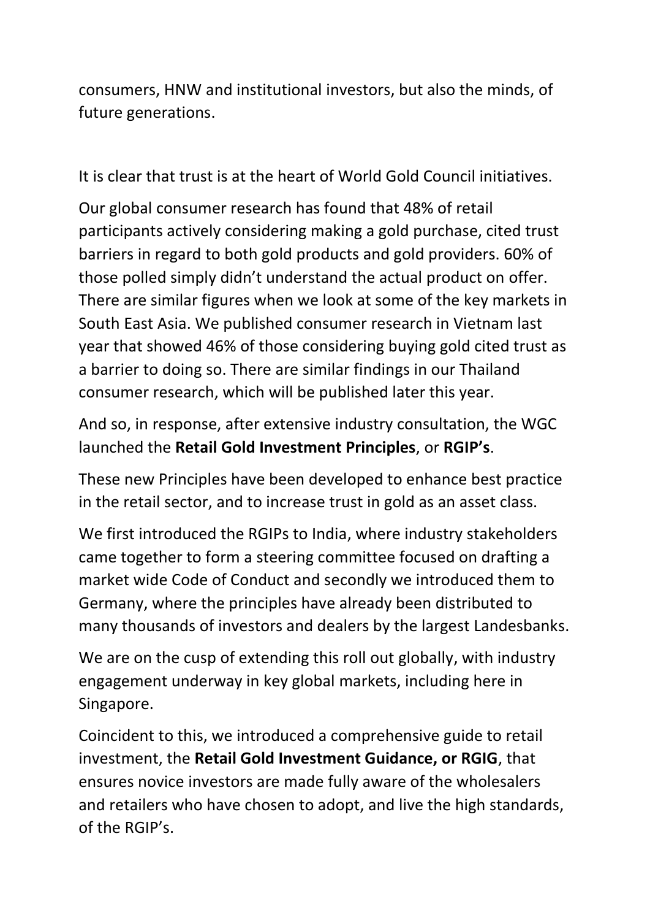consumers, HNW and institutional investors, but also the minds, of future generations.

It is clear that trust is at the heart of World Gold Council initiatives.

Our global consumer research has found that 48% of retail participants actively considering making a gold purchase, cited trust barriers in regard to both gold products and gold providers. 60% of those polled simply didn't understand the actual product on offer. There are similar figures when we look at some of the key markets in South East Asia. We published consumer research in Vietnam last year that showed 46% of those considering buying gold cited trust as a barrier to doing so. There are similar findings in our Thailand consumer research, which will be published later this year.

And so, in response, after extensive industry consultation, the WGC launched the **Retail Gold Investment Principles**, or **RGIP's**.

These new Principles have been developed to enhance best practice in the retail sector, and to increase trust in gold as an asset class.

We first introduced the RGIPs to India, where industry stakeholders came together to form a steering committee focused on drafting a market wide Code of Conduct and secondly we introduced them to Germany, where the principles have already been distributed to many thousands of investors and dealers by the largest Landesbanks.

We are on the cusp of extending this roll out globally, with industry engagement underway in key global markets, including here in Singapore.

Coincident to this, we introduced a comprehensive guide to retail investment, the **Retail Gold Investment Guidance, or RGIG**, that ensures novice investors are made fully aware of the wholesalers and retailers who have chosen to adopt, and live the high standards, of the RGIP's.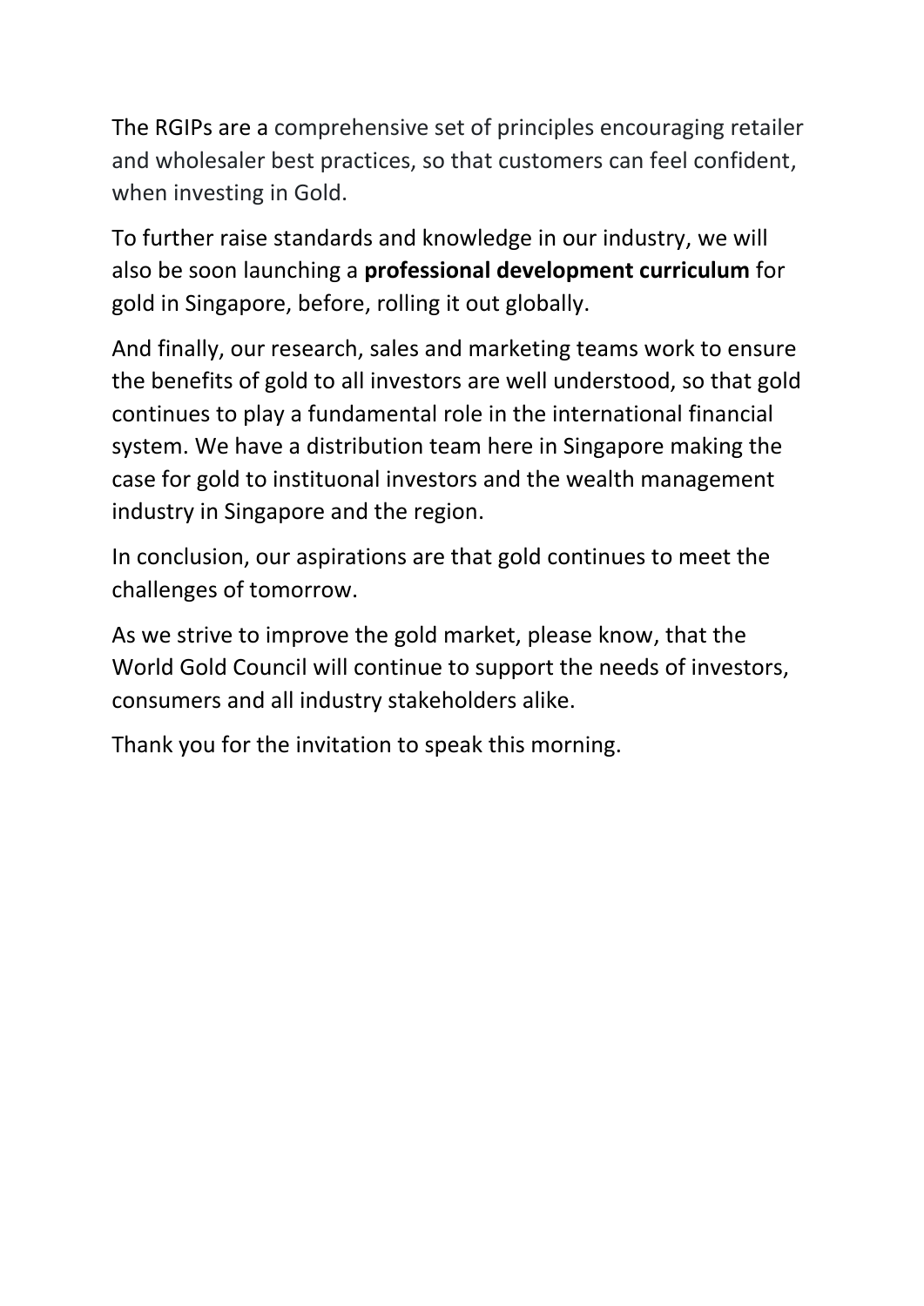The RGIPs are a comprehensive set of principles encouraging retailer and wholesaler best practices, so that customers can feel confident, when investing in Gold.

To further raise standards and knowledge in our industry, we will also be soon launching a **professional development curriculum** for gold in Singapore, before, rolling it out globally.

And finally, our research, sales and marketing teams work to ensure the benefits of gold to all investors are well understood, so that gold continues to play a fundamental role in the international financial system. We have a distribution team here in Singapore making the case for gold to instituonal investors and the wealth management industry in Singapore and the region.

In conclusion, our aspirations are that gold continues to meet the challenges of tomorrow.

As we strive to improve the gold market, please know, that the World Gold Council will continue to support the needs of investors, consumers and all industry stakeholders alike.

Thank you for the invitation to speak this morning.